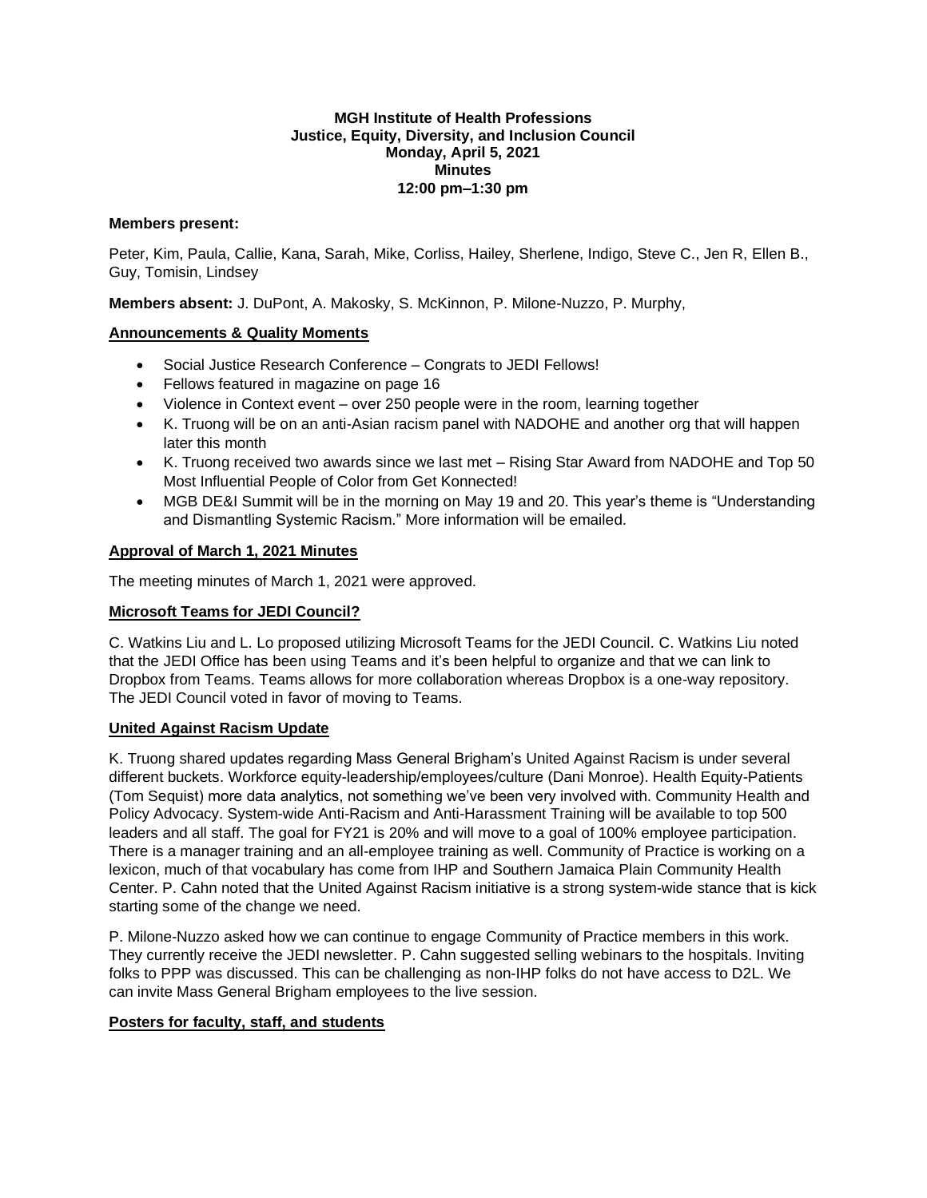**MGH Institute of Health Professions**
**Justice, Equity, Diversity, and Inclusion Council**
**Monday, April 5, 2021**
**Minutes**
**12:00 pm–1:30 pm**

**Members present:**

Peter, Kim, Paula, Callie, Kana, Sarah, Mike, Corliss, Hailey, Sherlene, Indigo, Steve C., Jen R, Ellen B., Guy, Tomisin, Lindsey

**Members absent:** J. DuPont, A. Makosky, S. McKinnon, P. Milone-Nuzzo, P. Murphy,

## Announcements & Quality Moments

- Social Justice Research Conference – Congrats to JEDI Fellows!
- Fellows featured in magazine on page 16
- Violence in Context event – over 250 people were in the room, learning together
- K. Truong will be on an anti-Asian racism panel with NADOHE and another org that will happen later this month
- K. Truong received two awards since we last met – Rising Star Award from NADOHE and Top 50 Most Influential People of Color from Get Konnected!
- MGB DE&I Summit will be in the morning on May 19 and 20. This year's theme is "Understanding and Dismantling Systemic Racism." More information will be emailed.

## Approval of March 1, 2021 Minutes

The meeting minutes of March 1, 2021 were approved.

## Microsoft Teams for JEDI Council?

C. Watkins Liu and L. Lo proposed utilizing Microsoft Teams for the JEDI Council. C. Watkins Liu noted that the JEDI Office has been using Teams and it's been helpful to organize and that we can link to Dropbox from Teams. Teams allows for more collaboration whereas Dropbox is a one-way repository. The JEDI Council voted in favor of moving to Teams.

## United Against Racism Update

K. Truong shared updates regarding Mass General Brigham's United Against Racism is under several different buckets. Workforce equity-leadership/employees/culture (Dani Monroe). Health Equity-Patients (Tom Sequist) more data analytics, not something we've been very involved with. Community Health and Policy Advocacy. System-wide Anti-Racism and Anti-Harassment Training will be available to top 500 leaders and all staff. The goal for FY21 is 20% and will move to a goal of 100% employee participation. There is a manager training and an all-employee training as well. Community of Practice is working on a lexicon, much of that vocabulary has come from IHP and Southern Jamaica Plain Community Health Center. P. Cahn noted that the United Against Racism initiative is a strong system-wide stance that is kick starting some of the change we need.

P. Milone-Nuzzo asked how we can continue to engage Community of Practice members in this work. They currently receive the JEDI newsletter. P. Cahn suggested selling webinars to the hospitals. Inviting folks to PPP was discussed. This can be challenging as non-IHP folks do not have access to D2L. We can invite Mass General Brigham employees to the live session.

## Posters for faculty, staff, and students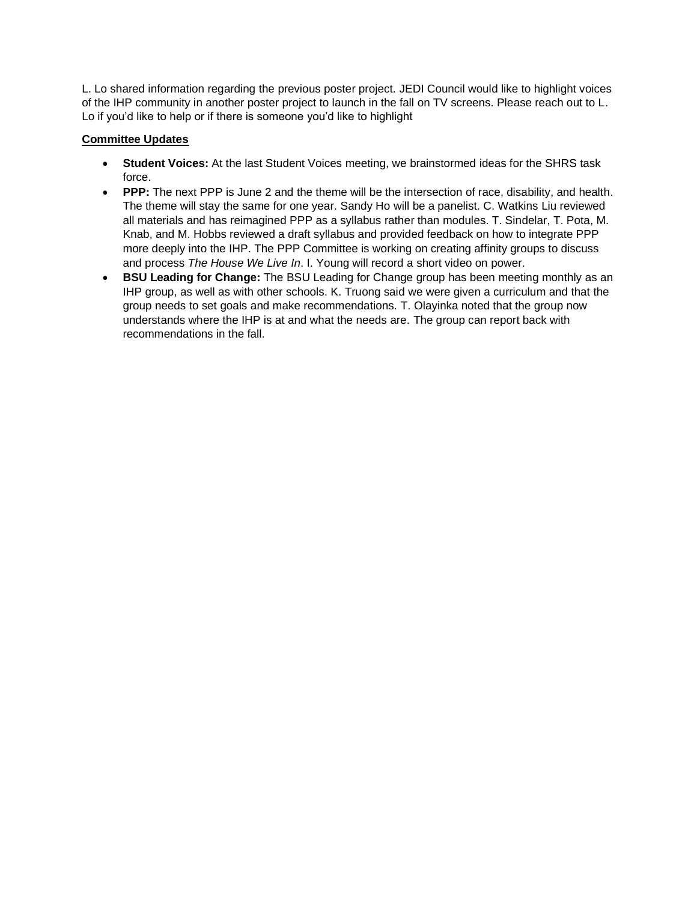L. Lo shared information regarding the previous poster project. JEDI Council would like to highlight voices of the IHP community in another poster project to launch in the fall on TV screens. Please reach out to L. Lo if you'd like to help or if there is someone you'd like to highlight

**Committee Updates**

- **Student Voices:** At the last Student Voices meeting, we brainstormed ideas for the SHRS task force.
- **PPP:** The next PPP is June 2 and the theme will be the intersection of race, disability, and health. The theme will stay the same for one year. Sandy Ho will be a panelist. C. Watkins Liu reviewed all materials and has reimagined PPP as a syllabus rather than modules. T. Sindelar, T. Pota, M. Knab, and M. Hobbs reviewed a draft syllabus and provided feedback on how to integrate PPP more deeply into the IHP. The PPP Committee is working on creating affinity groups to discuss and process *The House We Live In*. I. Young will record a short video on power.
- **BSU Leading for Change:** The BSU Leading for Change group has been meeting monthly as an IHP group, as well as with other schools. K. Truong said we were given a curriculum and that the group needs to set goals and make recommendations. T. Olayinka noted that the group now understands where the IHP is at and what the needs are. The group can report back with recommendations in the fall.